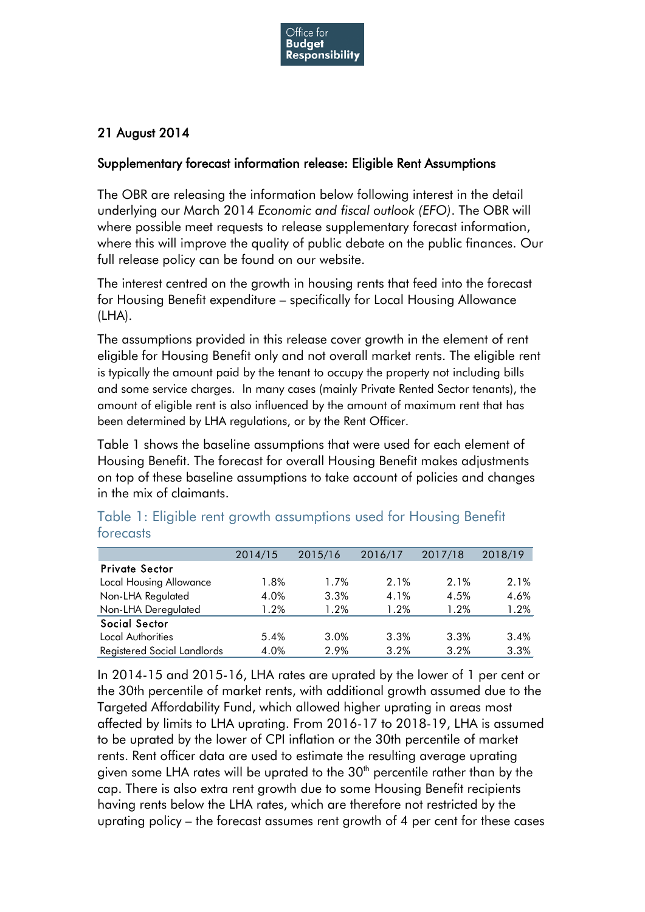Office for Budget Responsibility

21 August 2014

Supplementary forecast information release: Eligible Rent Assumptions

The OBR are releasing the information below following interest in the detail underlying our March 2014 *Economic and fiscal outlook (EFO)*. The OBR will where possible meet requests to release supplementary forecast information, where this will improve the quality of public debate on the public finances. Our full release policy can be found on our website.

The interest centred on the growth in housing rents that feed into the forecast for Housing Benefit expenditure – specifically for Local Housing Allowance (LHA).

The assumptions provided in this release cover growth in the element of rent eligible for Housing Benefit only and not overall market rents. The eligible rent is typically the amount paid by the tenant to occupy the property not including bills and some service charges. In many cases (mainly Private Rented Sector tenants), the amount of eligible rent is also influenced by the amount of maximum rent that has been determined by LHA regulations, or by the Rent Officer.

Table 1 shows the baseline assumptions that were used for each element of Housing Benefit. The forecast for overall Housing Benefit makes adjustments on top of these baseline assumptions to take account of policies and changes in the mix of claimants.

Table 1: Eligible rent growth assumptions used for Housing Benefit forecasts

| | 2014/15 | 2015/16 | 2016/17 | 2017/18 | 2018/19 |
|---|---|---|---|---|---|
| **Private Sector** | | | | | |
| Local Housing Allowance | 1.8% | 1.7% | 2.1% | 2.1% | 2.1% |
| Non-LHA Regulated | 4.0% | 3.3% | 4.1% | 4.5% | 4.6% |
| Non-LHA Deregulated | 1.2% | 1.2% | 1.2% | 1.2% | 1.2% |
| **Social Sector** | | | | | |
| Local Authorities | 5.4% | 3.0% | 3.3% | 3.3% | 3.4% |
| Registered Social Landlords | 4.0% | 2.9% | 3.2% | 3.2% | 3.3% |

In 2014-15 and 2015-16, LHA rates are uprated by the lower of 1 per cent or the 30th percentile of market rents, with additional growth assumed due to the Targeted Affordability Fund, which allowed higher uprating in areas most affected by limits to LHA uprating. From 2016-17 to 2018-19, LHA is assumed to be uprated by the lower of CPI inflation or the 30th percentile of market rents. Rent officer data are used to estimate the resulting average uprating given some LHA rates will be uprated to the 30th percentile rather than by the cap. There is also extra rent growth due to some Housing Benefit recipients having rents below the LHA rates, which are therefore not restricted by the uprating policy – the forecast assumes rent growth of 4 per cent for these cases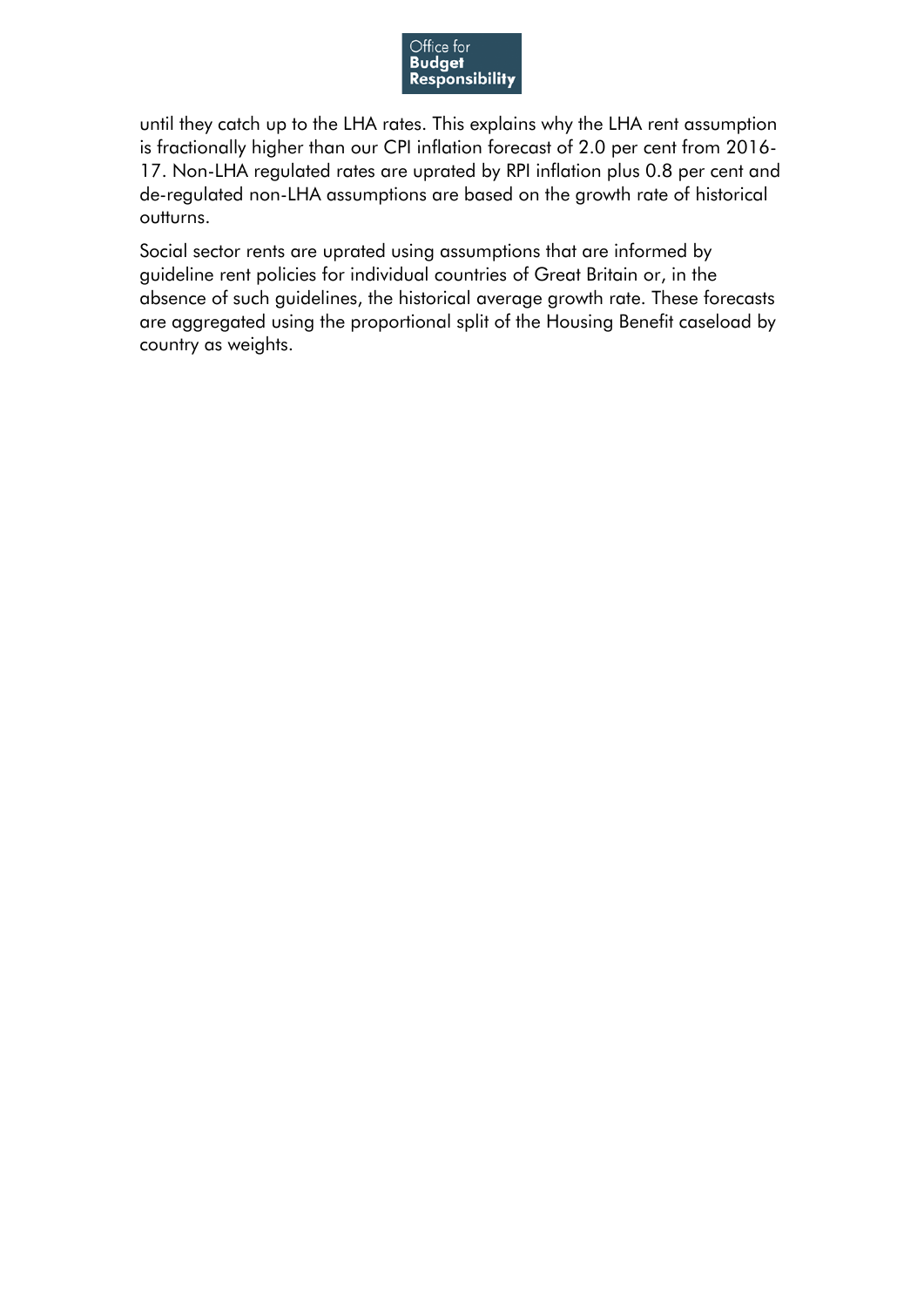until they catch up to the LHA rates. This explains why the LHA rent assumption is fractionally higher than our CPI inflation forecast of 2.0 per cent from 2016-17. Non-LHA regulated rates are uprated by RPI inflation plus 0.8 per cent and de-regulated non-LHA assumptions are based on the growth rate of historical outturns.

Social sector rents are uprated using assumptions that are informed by guideline rent policies for individual countries of Great Britain or, in the absence of such guidelines, the historical average growth rate. These forecasts are aggregated using the proportional split of the Housing Benefit caseload by country as weights.